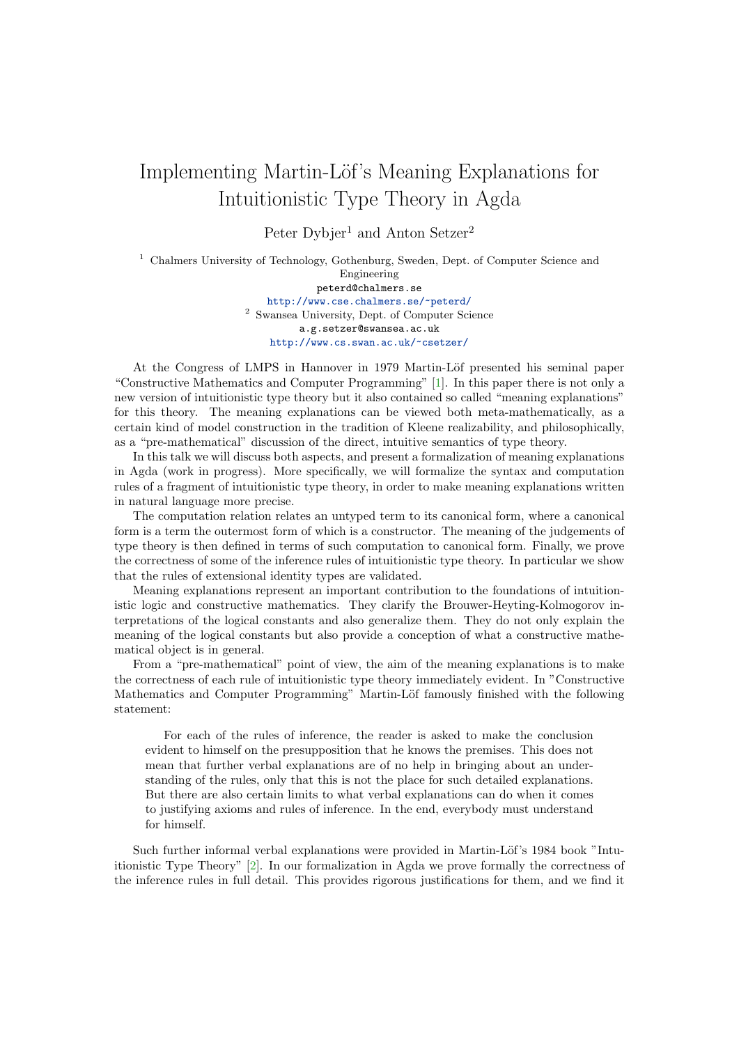# Implementing Martin-Löf's Meaning Explanations for Intuitionistic Type Theory in Agda

Peter Dybjer[1] and Anton Setzer[2]

[1] Chalmers University of Technology, Gothenburg, Sweden, Dept. of Computer Science and Engineering
peterd@chalmers.se
http://www.cse.chalmers.se/~peterd/

[2] Swansea University, Dept. of Computer Science
a.g.setzer@swansea.ac.uk
http://www.cs.swan.ac.uk/~csetzer/

At the Congress of LMPS in Hannover in 1979 Martin-Löf presented his seminal paper "Constructive Mathematics and Computer Programming" [1]. In this paper there is not only a new version of intuitionistic type theory but it also contained so called "meaning explanations" for this theory. The meaning explanations can be viewed both meta-mathematically, as a certain kind of model construction in the tradition of Kleene realizability, and philosophically, as a "pre-mathematical" discussion of the direct, intuitive semantics of type theory.

In this talk we will discuss both aspects, and present a formalization of meaning explanations in Agda (work in progress). More specifically, we will formalize the syntax and computation rules of a fragment of intuitionistic type theory, in order to make meaning explanations written in natural language more precise.

The computation relation relates an untyped term to its canonical form, where a canonical form is a term the outermost form of which is a constructor. The meaning of the judgements of type theory is then defined in terms of such computation to canonical form. Finally, we prove the correctness of some of the inference rules of intuitionistic type theory. In particular we show that the rules of extensional identity types are validated.

Meaning explanations represent an important contribution to the foundations of intuitionistic logic and constructive mathematics. They clarify the Brouwer-Heyting-Kolmogorov interpretations of the logical constants and also generalize them. They do not only explain the meaning of the logical constants but also provide a conception of what a constructive mathematical object is in general.

From a "pre-mathematical" point of view, the aim of the meaning explanations is to make the correctness of each rule of intuitionistic type theory immediately evident. In "Constructive Mathematics and Computer Programming" Martin-Löf famously finished with the following statement:

> For each of the rules of inference, the reader is asked to make the conclusion evident to himself on the presupposition that he knows the premises. This does not mean that further verbal explanations are of no help in bringing about an understanding of the rules, only that this is not the place for such detailed explanations. But there are also certain limits to what verbal explanations can do when it comes to justifying axioms and rules of inference. In the end, everybody must understand for himself.

Such further informal verbal explanations were provided in Martin-Löf's 1984 book "Intuitionistic Type Theory" [2]. In our formalization in Agda we prove formally the correctness of the inference rules in full detail. This provides rigorous justifications for them, and we find it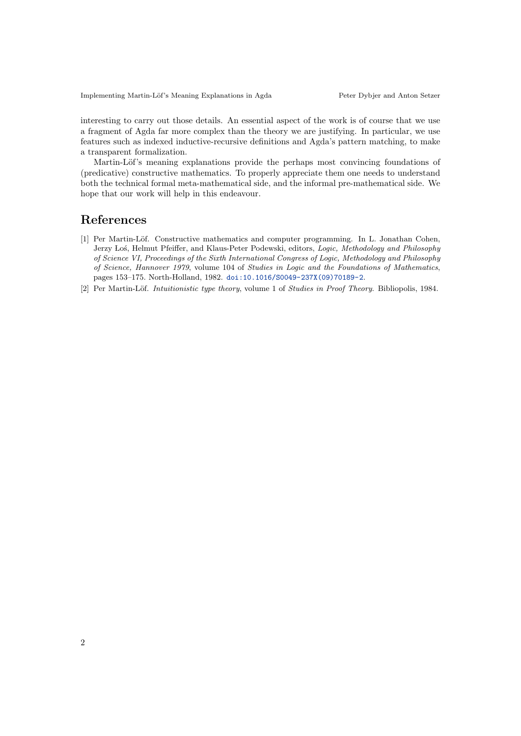interesting to carry out those details. An essential aspect of the work is of course that we use a fragment of Agda far more complex than the theory we are justifying. In particular, we use features such as indexed inductive-recursive definitions and Agda's pattern matching, to make a transparent formalization.

Martin-Löf's meaning explanations provide the perhaps most convincing foundations of (predicative) constructive mathematics. To properly appreciate them one needs to understand both the technical formal meta-mathematical side, and the informal pre-mathematical side. We hope that our work will help in this endeavour.

## References

[1] Per Martin-Löf. Constructive mathematics and computer programming. In L. Jonathan Cohen, Jerzy Łoś, Helmut Pfeiffer, and Klaus-Peter Podewski, editors, *Logic, Methodology and Philosophy of Science VI, Proceedings of the Sixth International Congress of Logic, Methodology and Philosophy of Science, Hannover 1979*, volume 104 of *Studies in Logic and the Foundations of Mathematics*, pages 153–175. North-Holland, 1982. doi:10.1016/S0049-237X(09)70189-2.

[2] Per Martin-Löf. *Intuitionistic type theory*, volume 1 of *Studies in Proof Theory*. Bibliopolis, 1984.